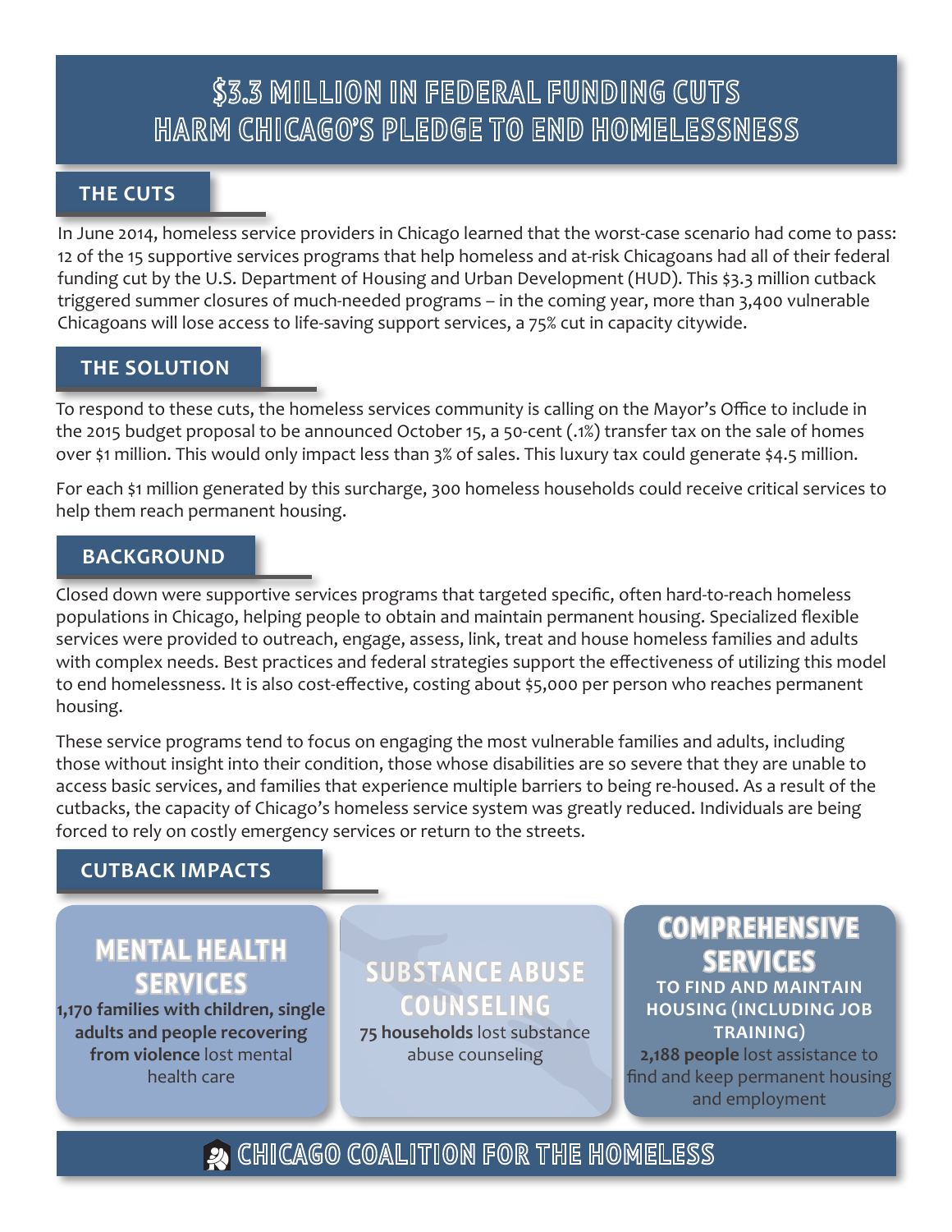# $3.3 MILLION IN FEDERAL FUNDING CUTS HARM CHICAGO'S PLEDGE TO END HOMELESSNESS

## THE CUTS

In June 2014, homeless service providers in Chicago learned that the worst-case scenario had come to pass: 12 of the 15 supportive services programs that help homeless and at-risk Chicagoans had all of their federal funding cut by the U.S. Department of Housing and Urban Development (HUD). This $3.3 million cutback triggered summer closures of much-needed programs – in the coming year, more than 3,400 vulnerable Chicagoans will lose access to life-saving support services, a 75% cut in capacity citywide.

## THE SOLUTION

To respond to these cuts, the homeless services community is calling on the Mayor's Office to include in the 2015 budget proposal to be announced October 15, a 50-cent (.1%) transfer tax on the sale of homes over $1 million. This would only impact less than 3% of sales. This luxury tax could generate $4.5 million.

For each $1 million generated by this surcharge, 300 homeless households could receive critical services to help them reach permanent housing.

## BACKGROUND

Closed down were supportive services programs that targeted specific, often hard-to-reach homeless populations in Chicago, helping people to obtain and maintain permanent housing. Specialized flexible services were provided to outreach, engage, assess, link, treat and house homeless families and adults with complex needs. Best practices and federal strategies support the effectiveness of utilizing this model to end homelessness. It is also cost-effective, costing about $5,000 per person who reaches permanent housing.

These service programs tend to focus on engaging the most vulnerable families and adults, including those without insight into their condition, those whose disabilities are so severe that they are unable to access basic services, and families that experience multiple barriers to being re-housed. As a result of the cutbacks, the capacity of Chicago's homeless service system was greatly reduced. Individuals are being forced to rely on costly emergency services or return to the streets.

## CUTBACK IMPACTS

### MENTAL HEALTH SERVICES

**1,170 families with children, single adults and people recovering from violence** lost mental health care

### SUBSTANCE ABUSE COUNSELING

**75 households** lost substance abuse counseling

### COMPREHENSIVE SERVICES

**TO FIND AND MAINTAIN HOUSING (INCLUDING JOB TRAINING)**

**2,188 people** lost assistance to find and keep permanent housing and employment

**CHICAGO COALITION FOR THE HOMELESS**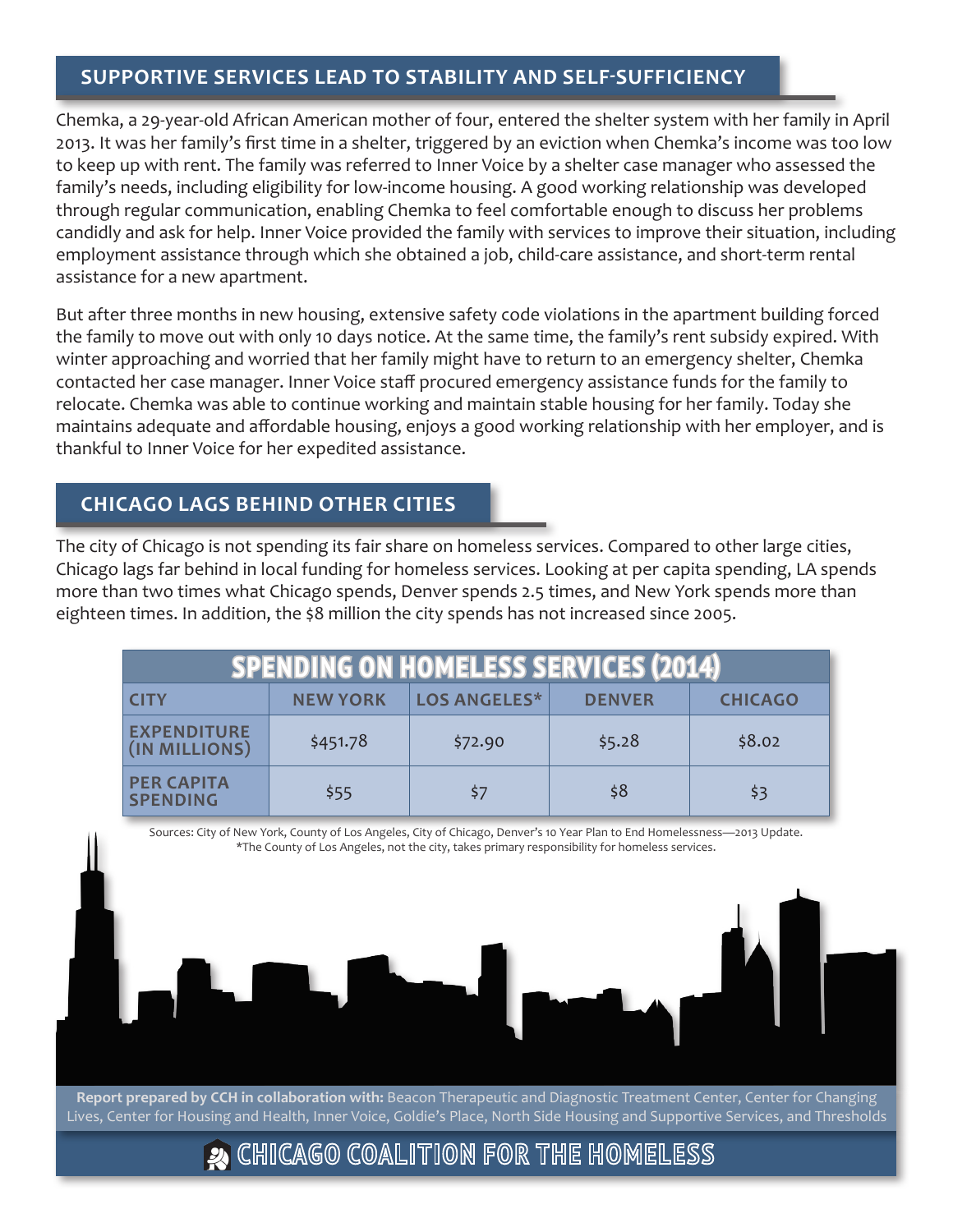## SUPPORTIVE SERVICES LEAD TO STABILITY AND SELF-SUFFICIENCY

Chemka, a 29-year-old African American mother of four, entered the shelter system with her family in April 2013. It was her family's first time in a shelter, triggered by an eviction when Chemka's income was too low to keep up with rent. The family was referred to Inner Voice by a shelter case manager who assessed the family's needs, including eligibility for low-income housing. A good working relationship was developed through regular communication, enabling Chemka to feel comfortable enough to discuss her problems candidly and ask for help. Inner Voice provided the family with services to improve their situation, including employment assistance through which she obtained a job, child-care assistance, and short-term rental assistance for a new apartment.

But after three months in new housing, extensive safety code violations in the apartment building forced the family to move out with only 10 days notice. At the same time, the family's rent subsidy expired. With winter approaching and worried that her family might have to return to an emergency shelter, Chemka contacted her case manager. Inner Voice staff procured emergency assistance funds for the family to relocate. Chemka was able to continue working and maintain stable housing for her family. Today she maintains adequate and affordable housing, enjoys a good working relationship with her employer, and is thankful to Inner Voice for her expedited assistance.

## CHICAGO LAGS BEHIND OTHER CITIES

The city of Chicago is not spending its fair share on homeless services. Compared to other large cities, Chicago lags far behind in local funding for homeless services. Looking at per capita spending, LA spends more than two times what Chicago spends, Denver spends 2.5 times, and New York spends more than eighteen times. In addition, the $8 million the city spends has not increased since 2005.

**SPENDING ON HOMELESS SERVICES (2014)**

| CITY | NEW YORK | LOS ANGELES* | DENVER | CHICAGO |
|---|---|---|---|---|
| EXPENDITURE (IN MILLIONS) | $451.78 | $72.90 | $5.28 | $8.02 |
| PER CAPITA SPENDING | $55 | $7 | $8 | $3 |

Sources: City of New York, County of Los Angeles, City of Chicago, Denver's 10 Year Plan to End Homelessness—2013 Update.
*The County of Los Angeles, not the city, takes primary responsibility for homeless services.

**Report prepared by CCH in collaboration with:** Beacon Therapeutic and Diagnostic Treatment Center, Center for Changing Lives, Center for Housing and Health, Inner Voice, Goldie's Place, North Side Housing and Supportive Services, and Thresholds

CHICAGO COALITION FOR THE HOMELESS